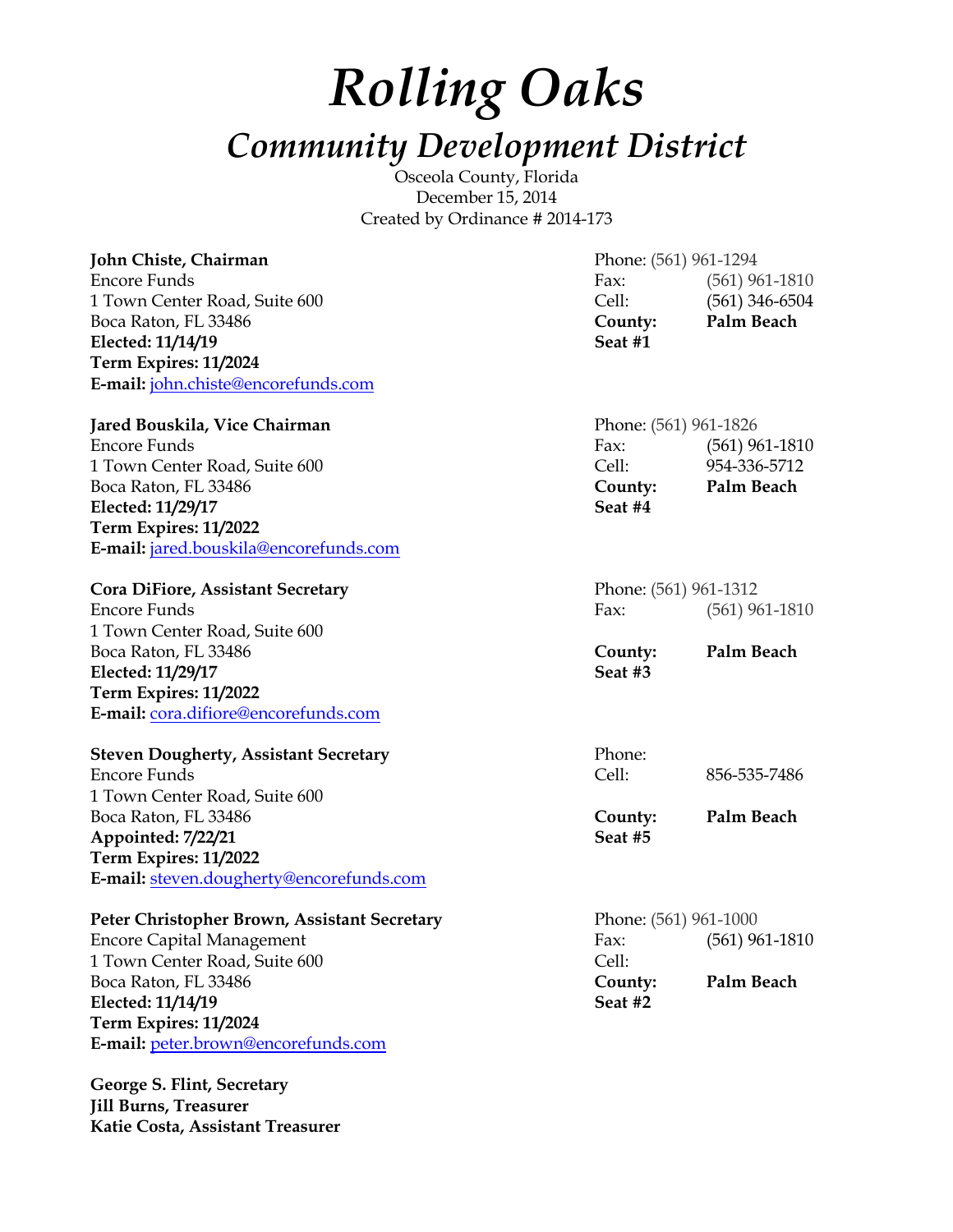# *Rolling Oaks*

## *Community Development District*

Osceola County, Florida
December 15, 2014
Created by Ordinance # 2014-173

**John Chiste, Chairman**
Encore Funds
1 Town Center Road, Suite 600
Boca Raton, FL 33486
**Elected: 11/14/19**
**Term Expires: 11/2024**
**E-mail:** john.chiste@encorefunds.com

Phone: (561) 961-1294
Fax: (561) 961-1810
Cell: (561) 346-6504
**County: Palm Beach**
**Seat #1**

**Jared Bouskila, Vice Chairman**
Encore Funds
1 Town Center Road, Suite 600
Boca Raton, FL 33486
**Elected: 11/29/17**
**Term Expires: 11/2022**
**E-mail:** jared.bouskila@encorefunds.com

Phone: (561) 961-1826
Fax: (561) 961-1810
Cell: 954-336-5712
**County: Palm Beach**
**Seat #4**

**Cora DiFiore, Assistant Secretary**
Encore Funds
1 Town Center Road, Suite 600
Boca Raton, FL 33486
**Elected: 11/29/17**
**Term Expires: 11/2022**
**E-mail:** cora.difiore@encorefunds.com

Phone: (561) 961-1312
Fax: (561) 961-1810
**County: Palm Beach**
**Seat #3**

**Steven Dougherty, Assistant Secretary**
Encore Funds
1 Town Center Road, Suite 600
Boca Raton, FL 33486
**Appointed: 7/22/21**
**Term Expires: 11/2022**
**E-mail:** steven.dougherty@encorefunds.com

Phone:
Cell: 856-535-7486
**County: Palm Beach**
**Seat #5**

**Peter Christopher Brown, Assistant Secretary**
Encore Capital Management
1 Town Center Road, Suite 600
Boca Raton, FL 33486
**Elected: 11/14/19**
**Term Expires: 11/2024**
**E-mail:** peter.brown@encorefunds.com

Phone: (561) 961-1000
Fax: (561) 961-1810
Cell:
**County: Palm Beach**
**Seat #2**

**George S. Flint, Secretary**
**Jill Burns, Treasurer**
**Katie Costa, Assistant Treasurer**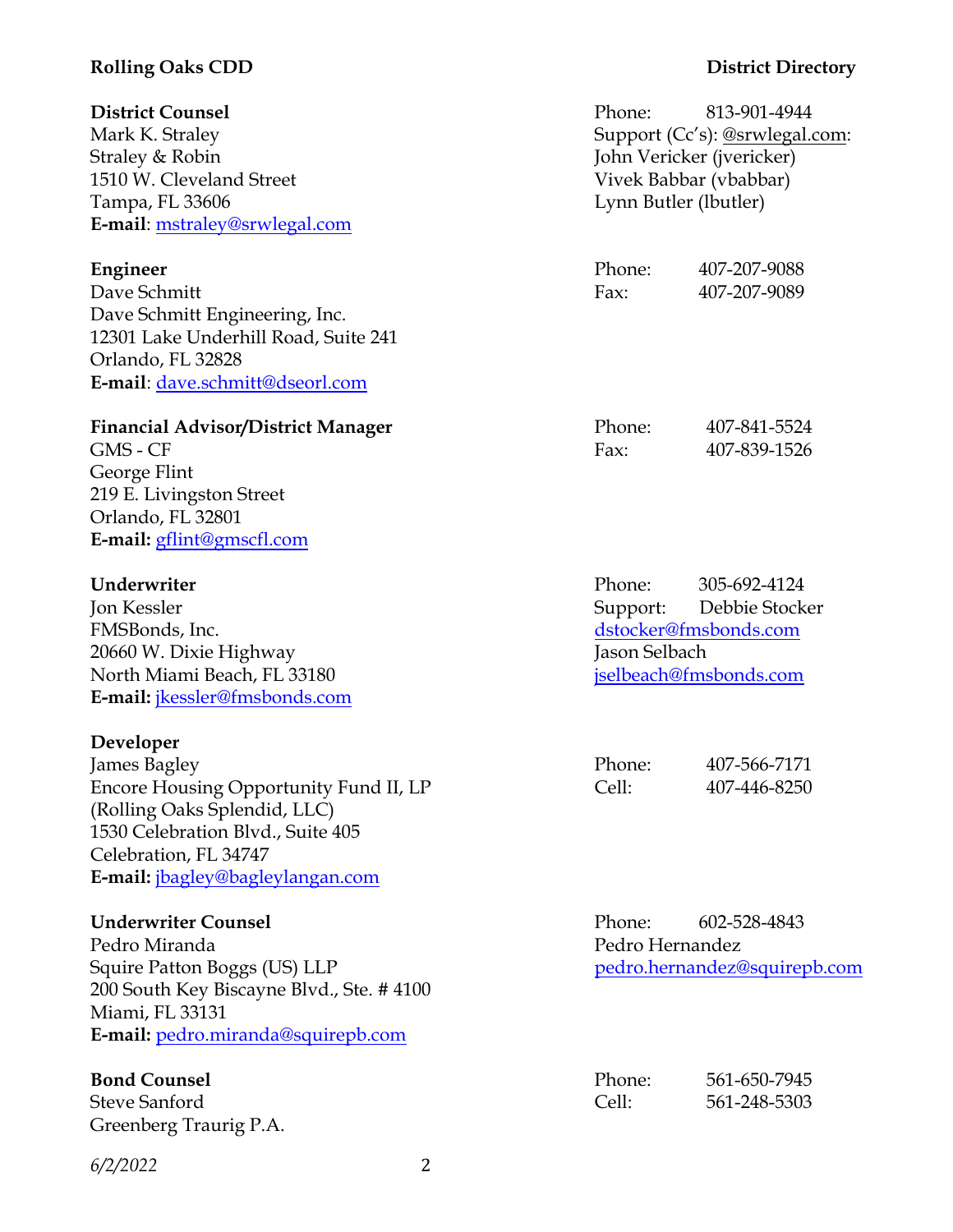**District Counsel**
Mark K. Straley
Straley & Robin
1510 W. Cleveland Street
Tampa, FL 33606
**E-mail**: mstraley@srwlegal.com

Phone: 813-901-4944
Support (Cc's): @srwlegal.com:
John Vericker (jvericker)
Vivek Babbar (vbabbar)
Lynn Butler (lbutler)

**Engineer**
Dave Schmitt
Dave Schmitt Engineering, Inc.
12301 Lake Underhill Road, Suite 241
Orlando, FL 32828
**E-mail**: dave.schmitt@dseorl.com

Phone: 407-207-9088
Fax: 407-207-9089

**Financial Advisor/District Manager**
GMS - CF
George Flint
219 E. Livingston Street
Orlando, FL 32801
**E-mail:** gflint@gmscfl.com

Phone: 407-841-5524
Fax: 407-839-1526

**Underwriter**
Jon Kessler
FMSBonds, Inc.
20660 W. Dixie Highway
North Miami Beach, FL 33180
**E-mail:** jkessler@fmsbonds.com

Phone: 305-692-4124
Support: Debbie Stocker
dstocker@fmsbonds.com
Jason Selbach
jselbeach@fmsbonds.com

**Developer**
James Bagley
Encore Housing Opportunity Fund II, LP
(Rolling Oaks Splendid, LLC)
1530 Celebration Blvd., Suite 405
Celebration, FL 34747
**E-mail:** jbagley@bagleylangan.com

Phone: 407-566-7171
Cell: 407-446-8250

**Underwriter Counsel**
Pedro Miranda
Squire Patton Boggs (US) LLP
200 South Key Biscayne Blvd., Ste. # 4100
Miami, FL 33131
**E-mail:** pedro.miranda@squirepb.com

Phone: 602-528-4843
Pedro Hernandez
pedro.hernandez@squirepb.com

**Bond Counsel**
Steve Sanford
Greenberg Traurig P.A.

Phone: 561-650-7945
Cell: 561-248-5303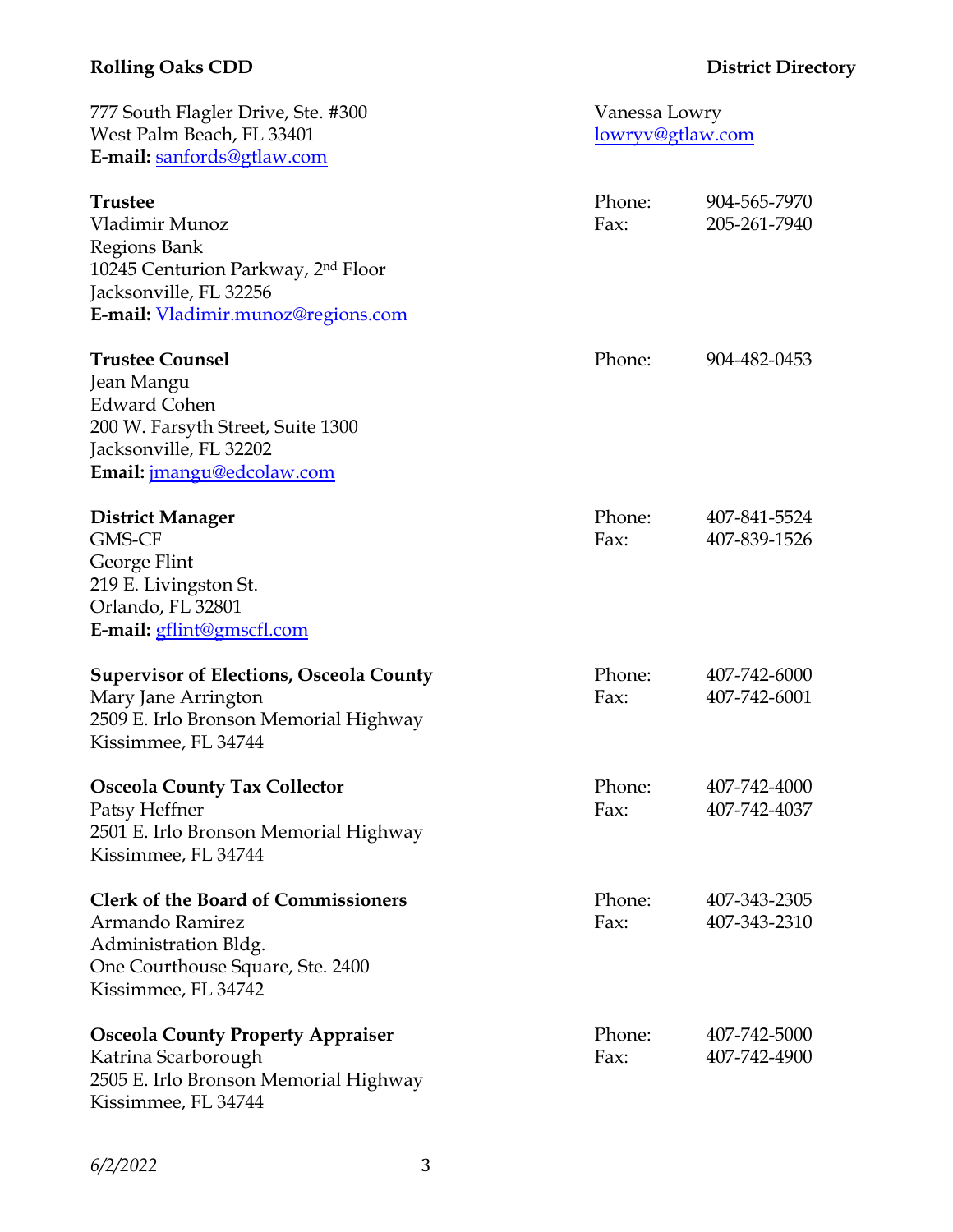777 South Flagler Drive, Ste. #300
West Palm Beach, FL 33401
**E-mail:** sanfords@gtlaw.com

Vanessa Lowry
lowryv@gtlaw.com

**Trustee**
Vladimir Munoz
Regions Bank
10245 Centurion Parkway, 2nd Floor
Jacksonville, FL 32256
**E-mail:** Vladimir.munoz@regions.com

Phone: 904-565-7970
Fax: 205-261-7940

**Trustee Counsel**
Jean Mangu
Edward Cohen
200 W. Farsyth Street, Suite 1300
Jacksonville, FL 32202
**Email:** jmangu@edcolaw.com

Phone: 904-482-0453

**District Manager**
GMS-CF
George Flint
219 E. Livingston St.
Orlando, FL 32801
**E-mail:** gflint@gmscfl.com

Phone: 407-841-5524
Fax: 407-839-1526

**Supervisor of Elections, Osceola County**
Mary Jane Arrington
2509 E. Irlo Bronson Memorial Highway
Kissimmee, FL 34744

Phone: 407-742-6000
Fax: 407-742-6001

**Osceola County Tax Collector**
Patsy Heffner
2501 E. Irlo Bronson Memorial Highway
Kissimmee, FL 34744

Phone: 407-742-4000
Fax: 407-742-4037

**Clerk of the Board of Commissioners**
Armando Ramirez
Administration Bldg.
One Courthouse Square, Ste. 2400
Kissimmee, FL 34742

Phone: 407-343-2305
Fax: 407-343-2310

**Osceola County Property Appraiser**
Katrina Scarborough
2505 E. Irlo Bronson Memorial Highway
Kissimmee, FL 34744

Phone: 407-742-5000
Fax: 407-742-4900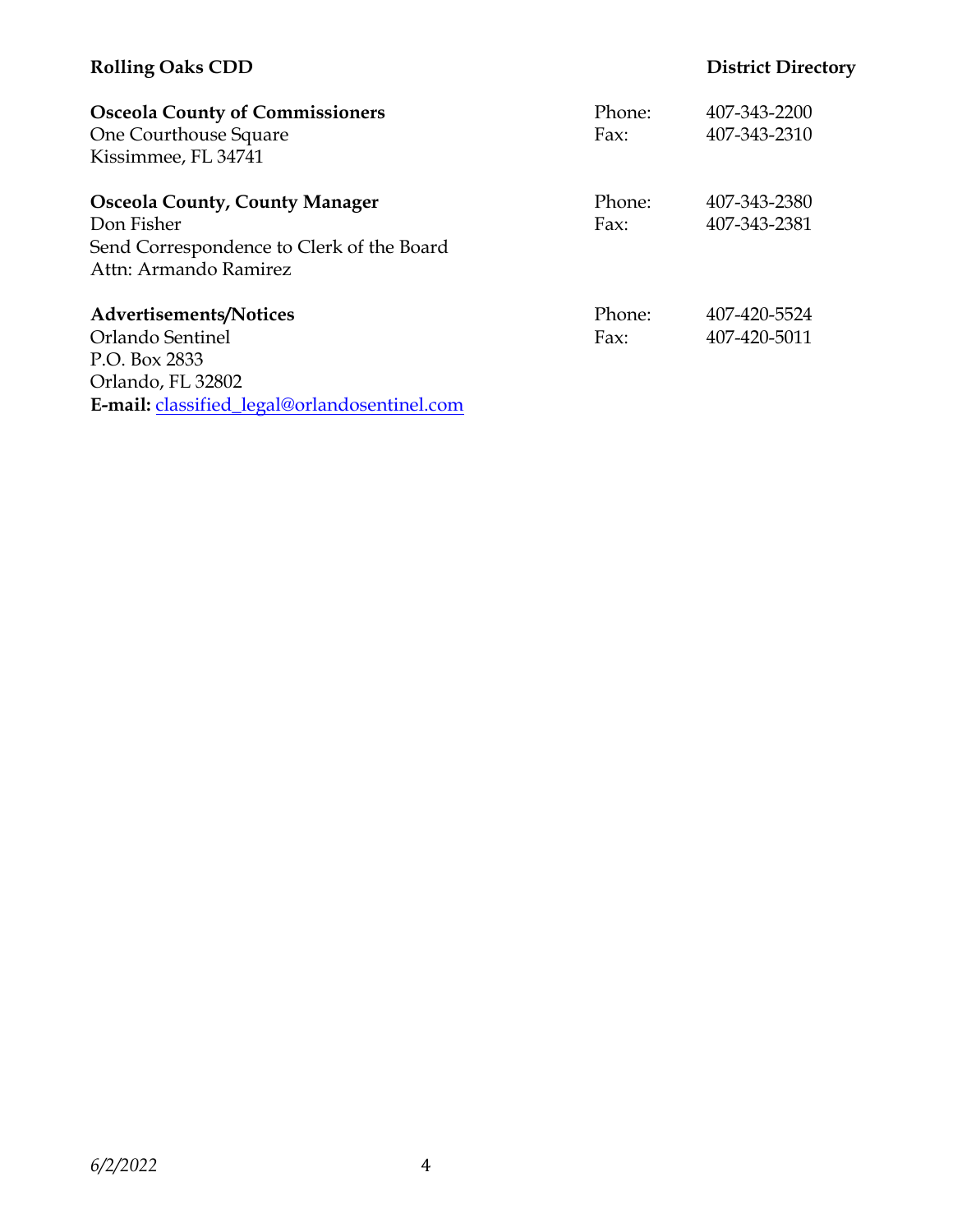**Osceola County of Commissioners**
One Courthouse Square
Kissimmee, FL 34741

Phone: 407-343-2200
Fax: 407-343-2310

**Osceola County, County Manager**
Don Fisher
Send Correspondence to Clerk of the Board
Attn: Armando Ramirez

Phone: 407-343-2380
Fax: 407-343-2381

**Advertisements/Notices**
Orlando Sentinel
P.O. Box 2833
Orlando, FL 32802
**E-mail:** classified_legal@orlandosentinel.com

Phone: 407-420-5524
Fax: 407-420-5011